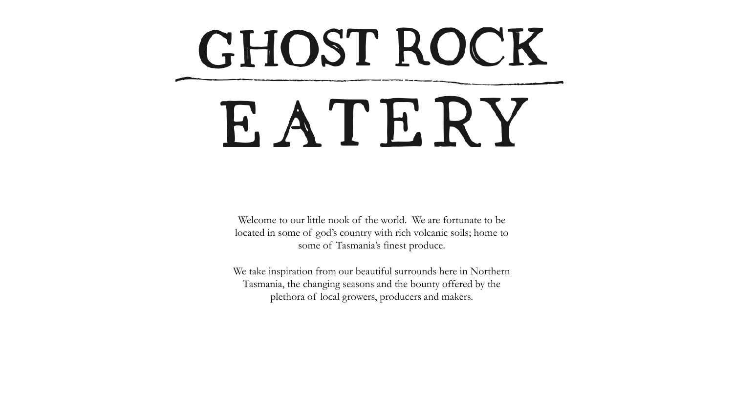# GHOST ROCK EATERY

Welcome to our little nook of the world. We are fortunate to be located in some of god's country with rich volcanic soils; home to some of Tasmania's finest produce.

We take inspiration from our beautiful surrounds here in Northern Tasmania, the changing seasons and the bounty offered by the plethora of local growers, producers and makers.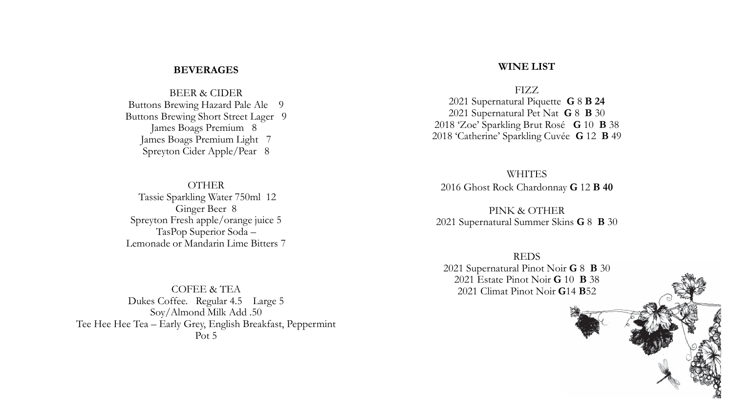## BEVERAGES

### BEER & CIDER

Buttons Brewing Hazard Pale Ale 9
Buttons Brewing Short Street Lager 9
James Boags Premium 8
James Boags Premium Light 7
Spreyton Cider Apple/Pear 8

### OTHER

Tassie Sparkling Water 750ml 12
Ginger Beer 8
Spreyton Fresh apple/orange juice 5
TasPop Superior Soda –
Lemonade or Mandarin Lime Bitters 7

### COFEE & TEA

Dukes Coffee. Regular 4.5 Large 5
Soy/Almond Milk Add .50
Tee Hee Hee Tea – Early Grey, English Breakfast, Peppermint
Pot 5

## WINE LIST

### FIZZ

2021 Supernatural Piquette **G** 8 **B 24**
2021 Supernatural Pet Nat **G** 8 **B** 30
2018 'Zoe' Sparkling Brut Rosé **G** 10 **B** 38
2018 'Catherine' Sparkling Cuvée **G** 12 **B** 49

### WHITES

2016 Ghost Rock Chardonnay **G** 12 **B 40**

### PINK & OTHER

2021 Supernatural Summer Skins **G** 8 **B** 30

### REDS

2021 Supernatural Pinot Noir **G** 8 **B** 30
2021 Estate Pinot Noir **G** 10 **B** 38
2021 Climat Pinot Noir **G**14 **B**52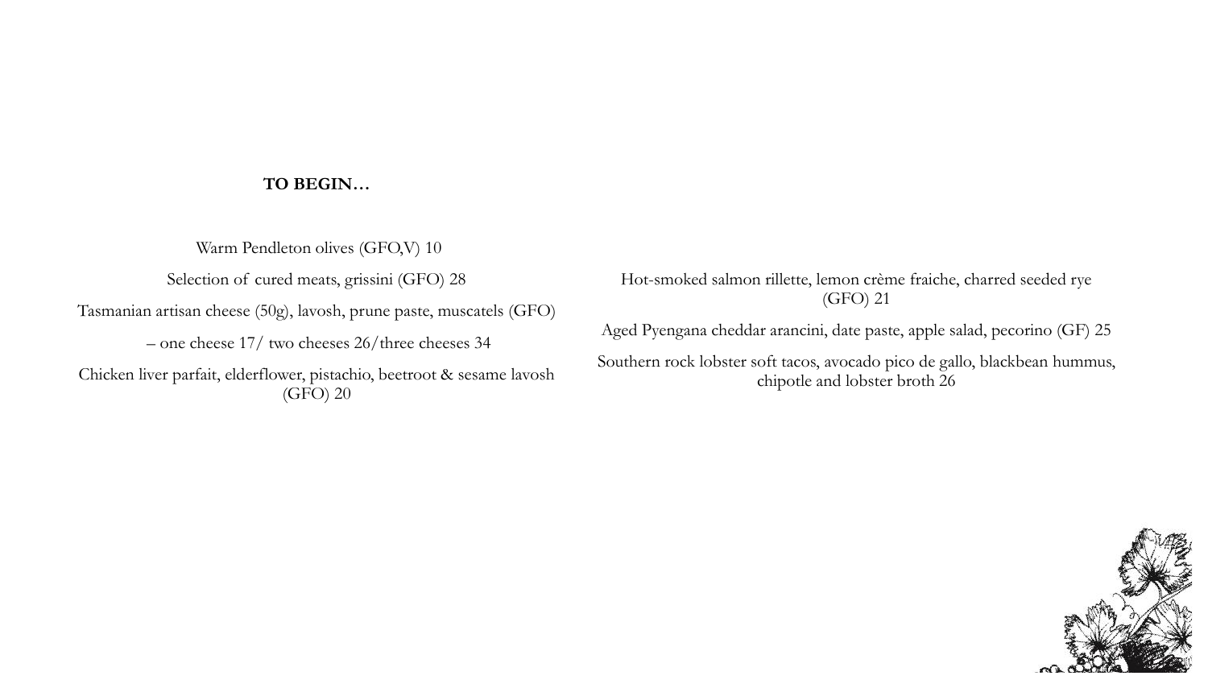**TO BEGIN…**

Warm Pendleton olives (GFO,V) 10

Selection of cured meats, grissini (GFO) 28

Tasmanian artisan cheese (50g), lavosh, prune paste, muscatels (GFO)

– one cheese 17/ two cheeses 26/three cheeses 34

Chicken liver parfait, elderflower, pistachio, beetroot & sesame lavosh (GFO) 20

Hot-smoked salmon rillette, lemon crème fraiche, charred seeded rye (GFO) 21

Aged Pyengana cheddar arancini, date paste, apple salad, pecorino (GF) 25

Southern rock lobster soft tacos, avocado pico de gallo, blackbean hummus, chipotle and lobster broth 26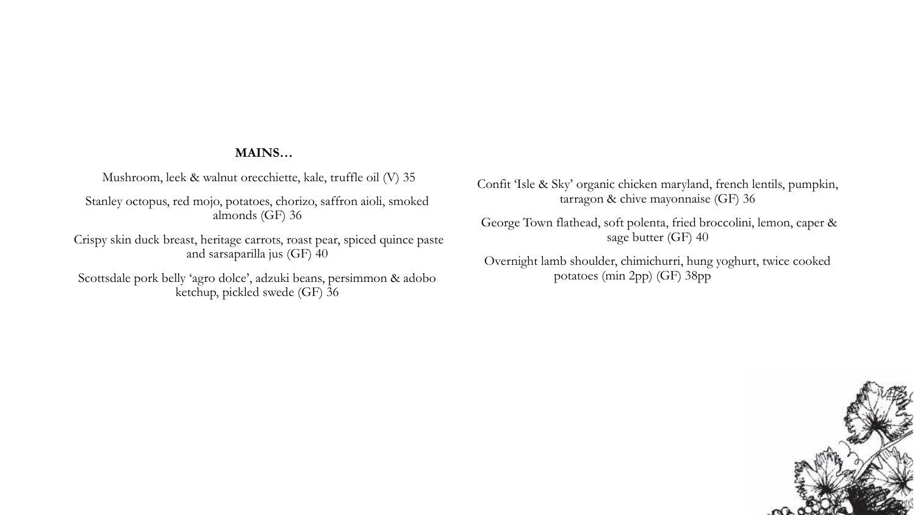**MAINS…**

Mushroom, leek & walnut orecchiette, kale, truffle oil (V) 35

Stanley octopus, red mojo, potatoes, chorizo, saffron aioli, smoked almonds (GF) 36

Crispy skin duck breast, heritage carrots, roast pear, spiced quince paste and sarsaparilla jus (GF) 40

Scottsdale pork belly 'agro dolce', adzuki beans, persimmon & adobo ketchup, pickled swede (GF) 36

Confit 'Isle & Sky' organic chicken maryland, french lentils, pumpkin, tarragon & chive mayonnaise (GF) 36

George Town flathead, soft polenta, fried broccolini, lemon, caper & sage butter (GF) 40

Overnight lamb shoulder, chimichurri, hung yoghurt, twice cooked potatoes (min 2pp) (GF) 38pp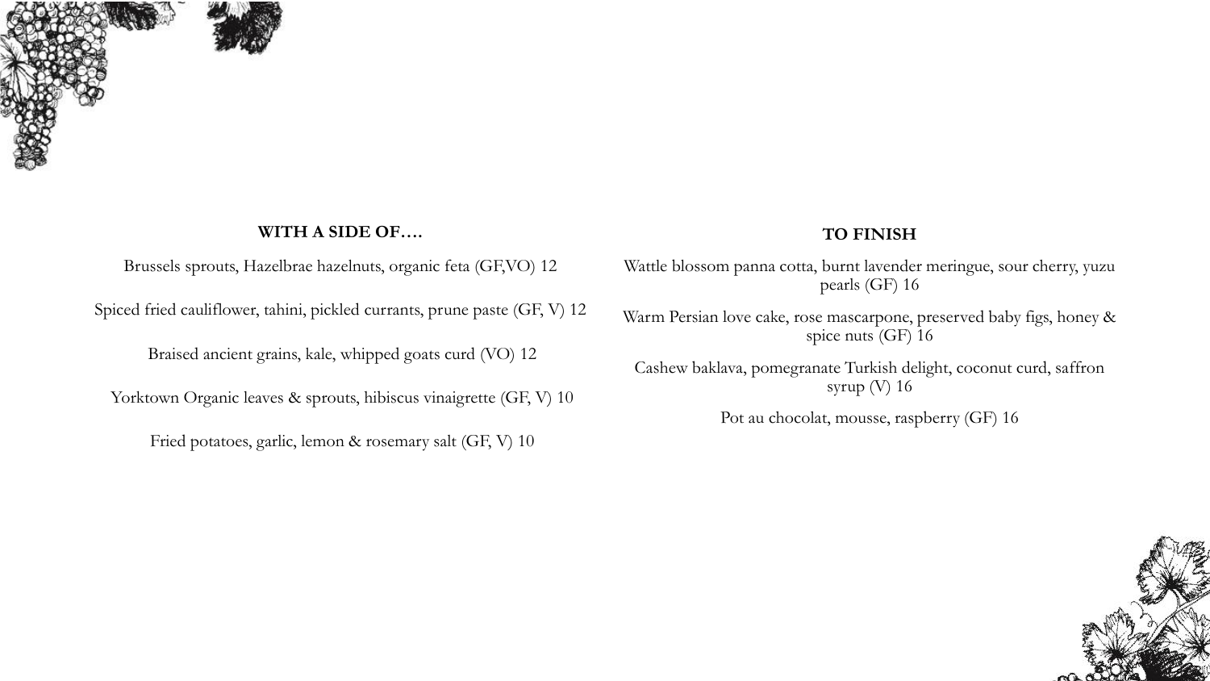## WITH A SIDE OF….

Brussels sprouts, Hazelbrae hazelnuts, organic feta (GF,VO) 12

Spiced fried cauliflower, tahini, pickled currants, prune paste (GF, V) 12

Braised ancient grains, kale, whipped goats curd (VO) 12

Yorktown Organic leaves & sprouts, hibiscus vinaigrette (GF, V) 10

Fried potatoes, garlic, lemon & rosemary salt (GF, V) 10

## TO FINISH

Wattle blossom panna cotta, burnt lavender meringue, sour cherry, yuzu pearls (GF) 16

Warm Persian love cake, rose mascarpone, preserved baby figs, honey & spice nuts (GF) 16

Cashew baklava, pomegranate Turkish delight, coconut curd, saffron syrup (V) 16

Pot au chocolat, mousse, raspberry (GF) 16